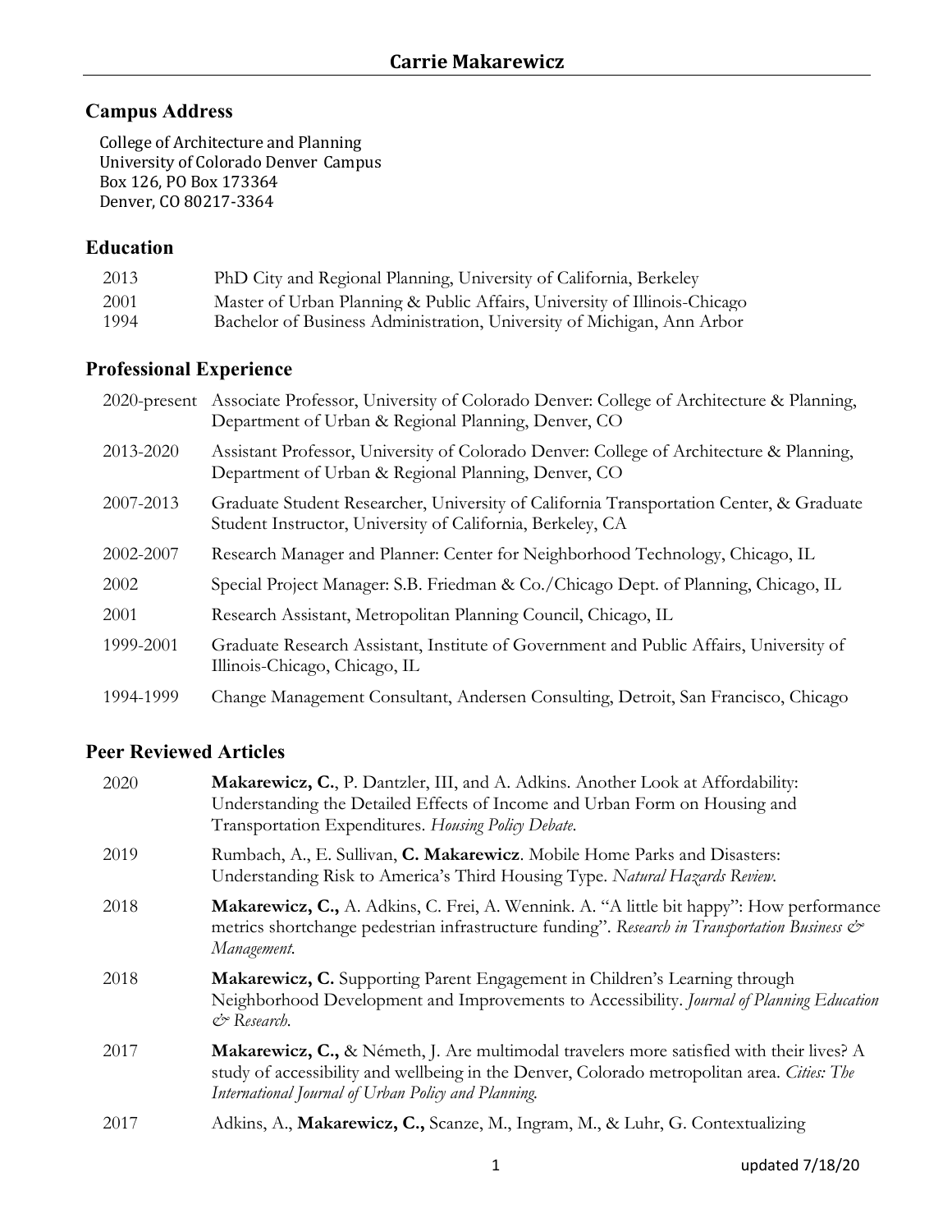# Carrie Makarewicz

## Campus Address

College of Architecture and Planning
University of Colorado Denver Campus
Box 126, PO Box 173364
Denver, CO 80217-3364

## Education

| | |
|---|---|
| 2013 | PhD City and Regional Planning, University of California, Berkeley |
| 2001 | Master of Urban Planning & Public Affairs, University of Illinois-Chicago |
| 1994 | Bachelor of Business Administration, University of Michigan, Ann Arbor |

## Professional Experience

| | |
|---|---|
| 2020-present | Associate Professor, University of Colorado Denver: College of Architecture & Planning, Department of Urban & Regional Planning, Denver, CO |
| 2013-2020 | Assistant Professor, University of Colorado Denver: College of Architecture & Planning, Department of Urban & Regional Planning, Denver, CO |
| 2007-2013 | Graduate Student Researcher, University of California Transportation Center, & Graduate Student Instructor, University of California, Berkeley, CA |
| 2002-2007 | Research Manager and Planner: Center for Neighborhood Technology, Chicago, IL |
| 2002 | Special Project Manager: S.B. Friedman & Co./Chicago Dept. of Planning, Chicago, IL |
| 2001 | Research Assistant, Metropolitan Planning Council, Chicago, IL |
| 1999-2001 | Graduate Research Assistant, Institute of Government and Public Affairs, University of Illinois-Chicago, Chicago, IL |
| 1994-1999 | Change Management Consultant, Andersen Consulting, Detroit, San Francisco, Chicago |

## Peer Reviewed Articles

| | |
|---|---|
| 2020 | **Makarewicz, C.**, P. Dantzler, III, and A. Adkins. Another Look at Affordability: Understanding the Detailed Effects of Income and Urban Form on Housing and Transportation Expenditures. *Housing Policy Debate.* |
| 2019 | Rumbach, A., E. Sullivan, **C. Makarewicz**. Mobile Home Parks and Disasters: Understanding Risk to America's Third Housing Type. *Natural Hazards Review.* |
| 2018 | **Makarewicz, C.,** A. Adkins, C. Frei, A. Wennink. A. "A little bit happy": How performance metrics shortchange pedestrian infrastructure funding". *Research in Transportation Business & Management.* |
| 2018 | **Makarewicz, C.** Supporting Parent Engagement in Children's Learning through Neighborhood Development and Improvements to Accessibility. *Journal of Planning Education & Research.* |
| 2017 | **Makarewicz, C.,** & Németh, J. Are multimodal travelers more satisfied with their lives? A study of accessibility and wellbeing in the Denver, Colorado metropolitan area. *Cities: The International Journal of Urban Policy and Planning.* |
| 2017 | Adkins, A., **Makarewicz, C.,** Scanze, M., Ingram, M., & Luhr, G. Contextualizing |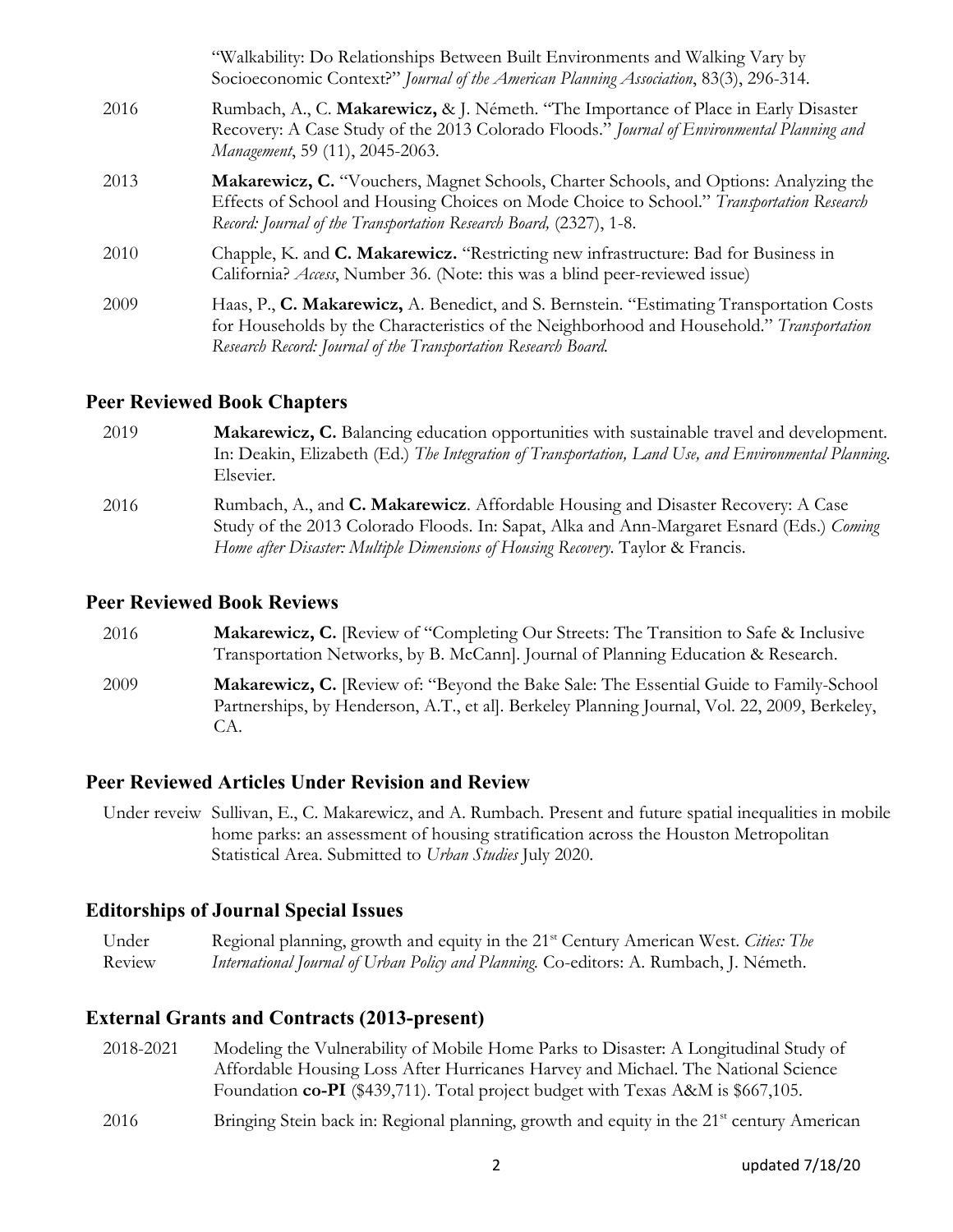"Walkability: Do Relationships Between Built Environments and Walking Vary by Socioeconomic Context?" *Journal of the American Planning Association*, 83(3), 296-314.

2016 Rumbach, A., C. **Makarewicz,** & J. Németh. "The Importance of Place in Early Disaster Recovery: A Case Study of the 2013 Colorado Floods." *Journal of Environmental Planning and Management*, 59 (11), 2045-2063.

2013 **Makarewicz, C.** "Vouchers, Magnet Schools, Charter Schools, and Options: Analyzing the Effects of School and Housing Choices on Mode Choice to School." *Transportation Research Record: Journal of the Transportation Research Board,* (2327), 1-8.

2010 Chapple, K. and **C. Makarewicz.** "Restricting new infrastructure: Bad for Business in California? *Access*, Number 36. (Note: this was a blind peer-reviewed issue)

2009 Haas, P., **C. Makarewicz,** A. Benedict, and S. Bernstein. "Estimating Transportation Costs for Households by the Characteristics of the Neighborhood and Household." *Transportation Research Record: Journal of the Transportation Research Board.*

## Peer Reviewed Book Chapters

2019 **Makarewicz, C.** Balancing education opportunities with sustainable travel and development. In: Deakin, Elizabeth (Ed.) *The Integration of Transportation, Land Use, and Environmental Planning.* Elsevier.

2016 Rumbach, A., and **C. Makarewicz**. Affordable Housing and Disaster Recovery: A Case Study of the 2013 Colorado Floods. In: Sapat, Alka and Ann-Margaret Esnard (Eds.) *Coming Home after Disaster: Multiple Dimensions of Housing Recovery.* Taylor & Francis.

## Peer Reviewed Book Reviews

2016 **Makarewicz, C.** [Review of "Completing Our Streets: The Transition to Safe & Inclusive Transportation Networks, by B. McCann]. Journal of Planning Education & Research.

2009 **Makarewicz, C.** [Review of: "Beyond the Bake Sale: The Essential Guide to Family-School Partnerships, by Henderson, A.T., et al]. Berkeley Planning Journal, Vol. 22, 2009, Berkeley, CA.

## Peer Reviewed Articles Under Revision and Review

Under reveiw Sullivan, E., C. Makarewicz, and A. Rumbach. Present and future spatial inequalities in mobile home parks: an assessment of housing stratification across the Houston Metropolitan Statistical Area. Submitted to *Urban Studies* July 2020.

## Editorships of Journal Special Issues

Under Review Regional planning, growth and equity in the 21st Century American West. *Cities: The International Journal of Urban Policy and Planning.* Co-editors: A. Rumbach, J. Németh.

## External Grants and Contracts (2013-present)

2018-2021 Modeling the Vulnerability of Mobile Home Parks to Disaster: A Longitudinal Study of Affordable Housing Loss After Hurricanes Harvey and Michael. The National Science Foundation **co-PI** ($439,711). Total project budget with Texas A&M is $667,105.

2016 Bringing Stein back in: Regional planning, growth and equity in the 21st century American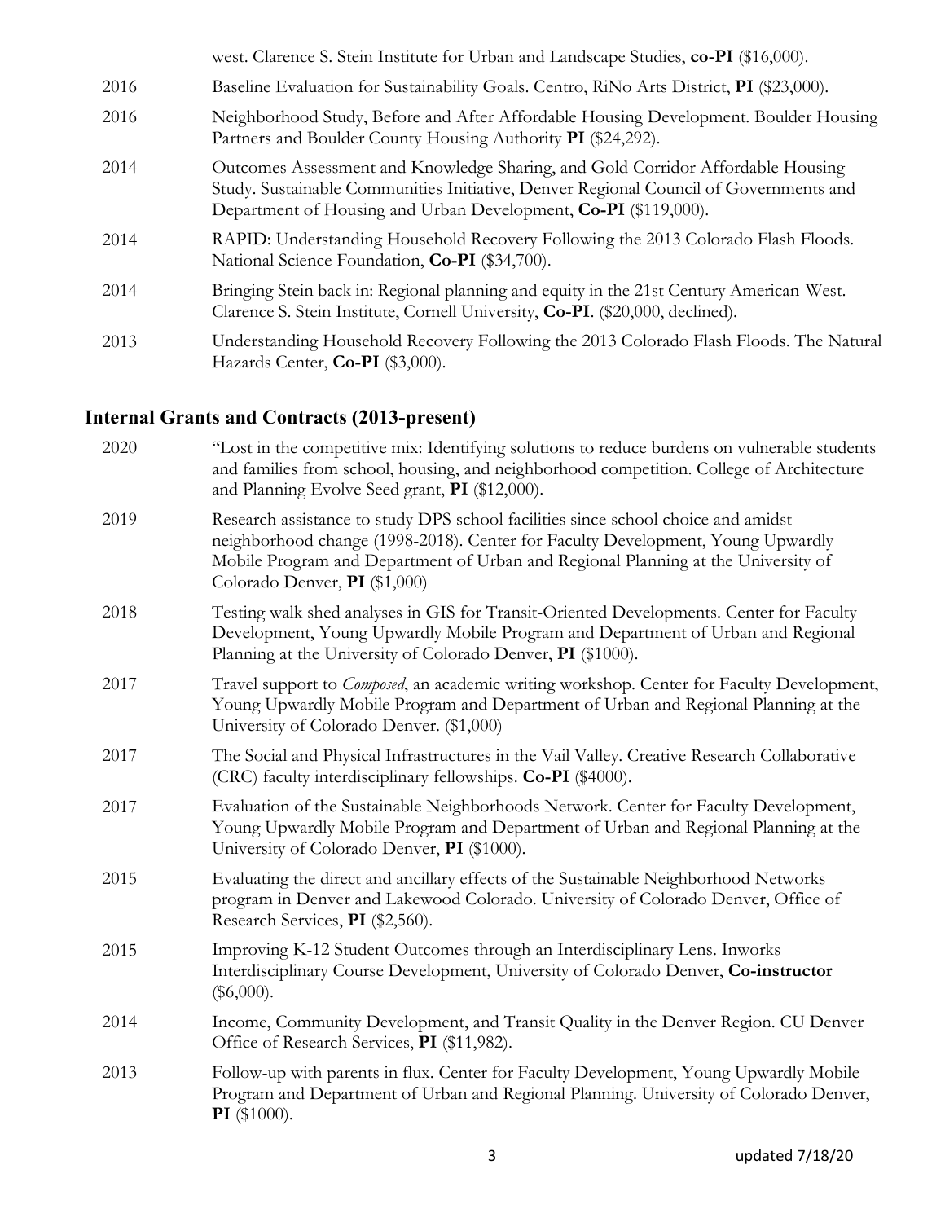| | |
|---|---|
| | west. Clarence S. Stein Institute for Urban and Landscape Studies, **co-PI** ($16,000). |
| 2016 | Baseline Evaluation for Sustainability Goals. Centro, RiNo Arts District, **PI** ($23,000). |
| 2016 | Neighborhood Study, Before and After Affordable Housing Development. Boulder Housing Partners and Boulder County Housing Authority **PI** ($24,292). |
| 2014 | Outcomes Assessment and Knowledge Sharing, and Gold Corridor Affordable Housing Study. Sustainable Communities Initiative, Denver Regional Council of Governments and Department of Housing and Urban Development, **Co-PI** ($119,000). |
| 2014 | RAPID: Understanding Household Recovery Following the 2013 Colorado Flash Floods. National Science Foundation, **Co-PI** ($34,700). |
| 2014 | Bringing Stein back in: Regional planning and equity in the 21st Century American West. Clarence S. Stein Institute, Cornell University, **Co-PI**. ($20,000, declined). |
| 2013 | Understanding Household Recovery Following the 2013 Colorado Flash Floods. The Natural Hazards Center, **Co-PI** ($3,000). |

## Internal Grants and Contracts (2013-present)

| | |
|---|---|
| 2020 | "Lost in the competitive mix: Identifying solutions to reduce burdens on vulnerable students and families from school, housing, and neighborhood competition. College of Architecture and Planning Evolve Seed grant, **PI** ($12,000). |
| 2019 | Research assistance to study DPS school facilities since school choice and amidst neighborhood change (1998-2018). Center for Faculty Development, Young Upwardly Mobile Program and Department of Urban and Regional Planning at the University of Colorado Denver, **PI** ($1,000) |
| 2018 | Testing walk shed analyses in GIS for Transit-Oriented Developments. Center for Faculty Development, Young Upwardly Mobile Program and Department of Urban and Regional Planning at the University of Colorado Denver, **PI** ($1000). |
| 2017 | Travel support to *Composed*, an academic writing workshop. Center for Faculty Development, Young Upwardly Mobile Program and Department of Urban and Regional Planning at the University of Colorado Denver. ($1,000) |
| 2017 | The Social and Physical Infrastructures in the Vail Valley. Creative Research Collaborative (CRC) faculty interdisciplinary fellowships. **Co-PI** ($4000). |
| 2017 | Evaluation of the Sustainable Neighborhoods Network. Center for Faculty Development, Young Upwardly Mobile Program and Department of Urban and Regional Planning at the University of Colorado Denver, **PI** ($1000). |
| 2015 | Evaluating the direct and ancillary effects of the Sustainable Neighborhood Networks program in Denver and Lakewood Colorado. University of Colorado Denver, Office of Research Services, **PI** ($2,560). |
| 2015 | Improving K-12 Student Outcomes through an Interdisciplinary Lens. Inworks Interdisciplinary Course Development, University of Colorado Denver, **Co-instructor** ($6,000). |
| 2014 | Income, Community Development, and Transit Quality in the Denver Region. CU Denver Office of Research Services, **PI** ($11,982). |
| 2013 | Follow-up with parents in flux. Center for Faculty Development, Young Upwardly Mobile Program and Department of Urban and Regional Planning. University of Colorado Denver, **PI** ($1000). |

updated 7/18/20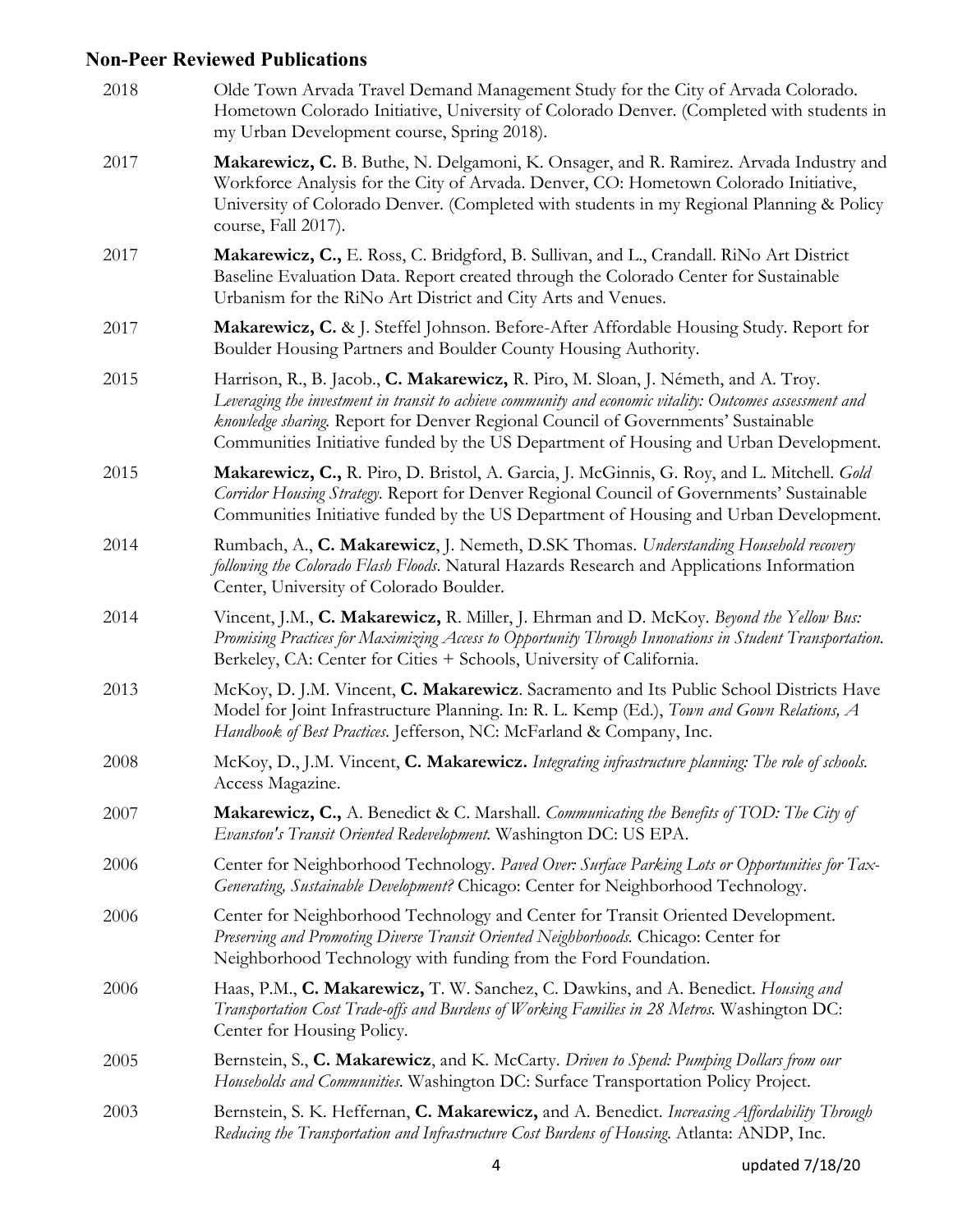## Non-Peer Reviewed Publications

2018 Olde Town Arvada Travel Demand Management Study for the City of Arvada Colorado. Hometown Colorado Initiative, University of Colorado Denver. (Completed with students in my Urban Development course, Spring 2018).

2017 **Makarewicz, C.** B. Buthe, N. Delgamoni, K. Onsager, and R. Ramirez. Arvada Industry and Workforce Analysis for the City of Arvada. Denver, CO: Hometown Colorado Initiative, University of Colorado Denver. (Completed with students in my Regional Planning & Policy course, Fall 2017).

2017 **Makarewicz, C.,** E. Ross, C. Bridgford, B. Sullivan, and L., Crandall. RiNo Art District Baseline Evaluation Data. Report created through the Colorado Center for Sustainable Urbanism for the RiNo Art District and City Arts and Venues.

2017 **Makarewicz, C.** & J. Steffel Johnson. Before-After Affordable Housing Study. Report for Boulder Housing Partners and Boulder County Housing Authority.

2015 Harrison, R., B. Jacob., **C. Makarewicz,** R. Piro, M. Sloan, J. Németh, and A. Troy. *Leveraging the investment in transit to achieve community and economic vitality: Outcomes assessment and knowledge sharing.* Report for Denver Regional Council of Governments' Sustainable Communities Initiative funded by the US Department of Housing and Urban Development.

2015 **Makarewicz, C.,** R. Piro, D. Bristol, A. Garcia, J. McGinnis, G. Roy, and L. Mitchell. *Gold Corridor Housing Strategy*. Report for Denver Regional Council of Governments' Sustainable Communities Initiative funded by the US Department of Housing and Urban Development.

2014 Rumbach, A., **C. Makarewicz**, J. Nemeth, D.SK Thomas. *Understanding Household recovery following the Colorado Flash Floods*. Natural Hazards Research and Applications Information Center, University of Colorado Boulder.

2014 Vincent, J.M., **C. Makarewicz,** R. Miller, J. Ehrman and D. McKoy. *Beyond the Yellow Bus: Promising Practices for Maximizing Access to Opportunity Through Innovations in Student Transportation.* Berkeley, CA: Center for Cities + Schools, University of California.

2013 McKoy, D. J.M. Vincent, **C. Makarewicz**. Sacramento and Its Public School Districts Have Model for Joint Infrastructure Planning. In: R. L. Kemp (Ed.), *Town and Gown Relations, A Handbook of Best Practices*. Jefferson, NC: McFarland & Company, Inc.

2008 McKoy, D., J.M. Vincent, **C. Makarewicz.** *Integrating infrastructure planning: The role of schools.* Access Magazine.

2007 **Makarewicz, C.,** A. Benedict & C. Marshall. *Communicating the Benefits of TOD: The City of Evanston's Transit Oriented Redevelopment.* Washington DC: US EPA.

2006 Center for Neighborhood Technology. *Paved Over: Surface Parking Lots or Opportunities for Tax-Generating, Sustainable Development?* Chicago: Center for Neighborhood Technology.

2006 Center for Neighborhood Technology and Center for Transit Oriented Development. *Preserving and Promoting Diverse Transit Oriented Neighborhoods.* Chicago: Center for Neighborhood Technology with funding from the Ford Foundation.

2006 Haas, P.M., **C. Makarewicz,** T. W. Sanchez, C. Dawkins, and A. Benedict. *Housing and Transportation Cost Trade-offs and Burdens of Working Families in 28 Metros.* Washington DC: Center for Housing Policy.

2005 Bernstein, S., **C. Makarewicz**, and K. McCarty. *Driven to Spend: Pumping Dollars from our Households and Communities*. Washington DC: Surface Transportation Policy Project.

2003 Bernstein, S. K. Heffernan, **C. Makarewicz,** and A. Benedict. *Increasing Affordability Through Reducing the Transportation and Infrastructure Cost Burdens of Housing.* Atlanta: ANDP, Inc.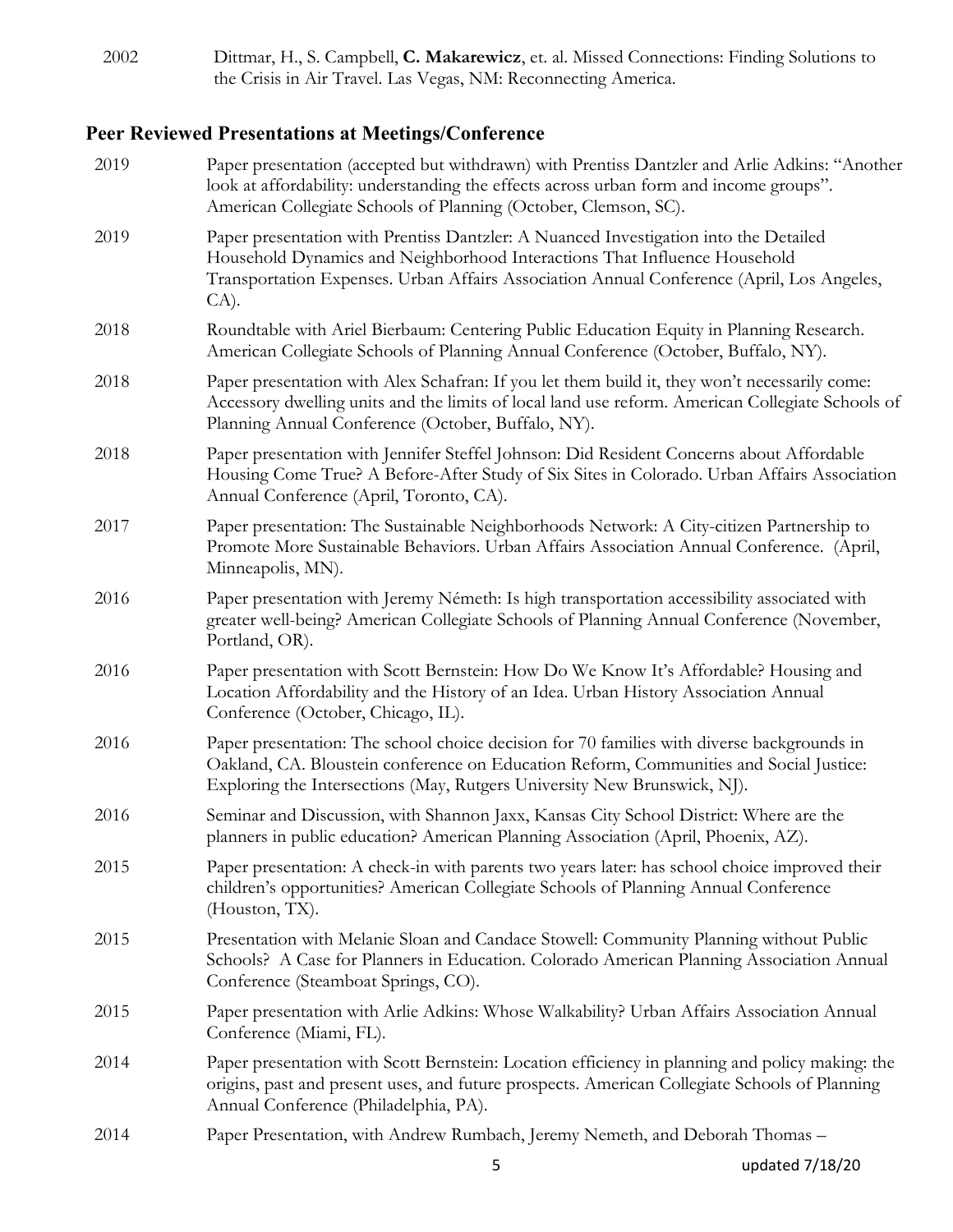2002 Dittmar, H., S. Campbell, **C. Makarewicz**, et. al. Missed Connections: Finding Solutions to the Crisis in Air Travel. Las Vegas, NM: Reconnecting America.

## Peer Reviewed Presentations at Meetings/Conference

2019 Paper presentation (accepted but withdrawn) with Prentiss Dantzler and Arlie Adkins: "Another look at affordability: understanding the effects across urban form and income groups". American Collegiate Schools of Planning (October, Clemson, SC).

2019 Paper presentation with Prentiss Dantzler: A Nuanced Investigation into the Detailed Household Dynamics and Neighborhood Interactions That Influence Household Transportation Expenses. Urban Affairs Association Annual Conference (April, Los Angeles, CA).

2018 Roundtable with Ariel Bierbaum: Centering Public Education Equity in Planning Research. American Collegiate Schools of Planning Annual Conference (October, Buffalo, NY).

2018 Paper presentation with Alex Schafran: If you let them build it, they won't necessarily come: Accessory dwelling units and the limits of local land use reform. American Collegiate Schools of Planning Annual Conference (October, Buffalo, NY).

2018 Paper presentation with Jennifer Steffel Johnson: Did Resident Concerns about Affordable Housing Come True? A Before-After Study of Six Sites in Colorado. Urban Affairs Association Annual Conference (April, Toronto, CA).

2017 Paper presentation: The Sustainable Neighborhoods Network: A City-citizen Partnership to Promote More Sustainable Behaviors. Urban Affairs Association Annual Conference. (April, Minneapolis, MN).

2016 Paper presentation with Jeremy Németh: Is high transportation accessibility associated with greater well-being? American Collegiate Schools of Planning Annual Conference (November, Portland, OR).

2016 Paper presentation with Scott Bernstein: How Do We Know It's Affordable? Housing and Location Affordability and the History of an Idea. Urban History Association Annual Conference (October, Chicago, IL).

2016 Paper presentation: The school choice decision for 70 families with diverse backgrounds in Oakland, CA. Bloustein conference on Education Reform, Communities and Social Justice: Exploring the Intersections (May, Rutgers University New Brunswick, NJ).

2016 Seminar and Discussion, with Shannon Jaxx, Kansas City School District: Where are the planners in public education? American Planning Association (April, Phoenix, AZ).

2015 Paper presentation: A check-in with parents two years later: has school choice improved their children's opportunities? American Collegiate Schools of Planning Annual Conference (Houston, TX).

2015 Presentation with Melanie Sloan and Candace Stowell: Community Planning without Public Schools? A Case for Planners in Education. Colorado American Planning Association Annual Conference (Steamboat Springs, CO).

2015 Paper presentation with Arlie Adkins: Whose Walkability? Urban Affairs Association Annual Conference (Miami, FL).

2014 Paper presentation with Scott Bernstein: Location efficiency in planning and policy making: the origins, past and present uses, and future prospects. American Collegiate Schools of Planning Annual Conference (Philadelphia, PA).

2014 Paper Presentation, with Andrew Rumbach, Jeremy Nemeth, and Deborah Thomas –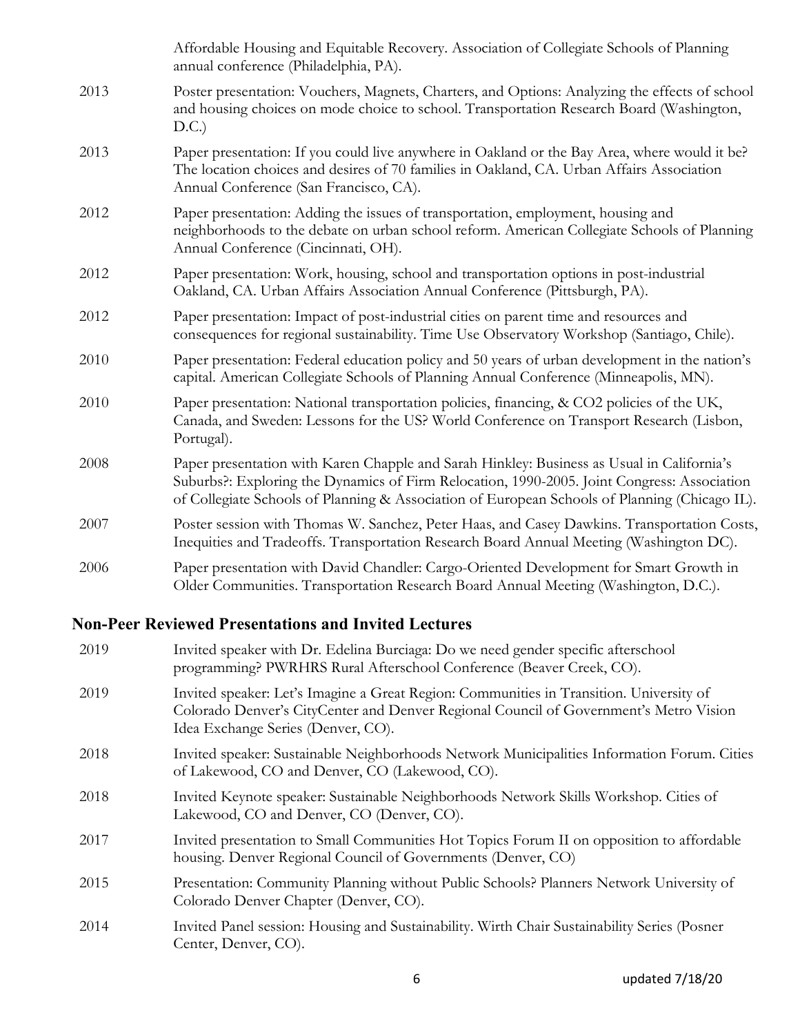Affordable Housing and Equitable Recovery. Association of Collegiate Schools of Planning annual conference (Philadelphia, PA).

2013 Poster presentation: Vouchers, Magnets, Charters, and Options: Analyzing the effects of school and housing choices on mode choice to school. Transportation Research Board (Washington, D.C.)

2013 Paper presentation: If you could live anywhere in Oakland or the Bay Area, where would it be? The location choices and desires of 70 families in Oakland, CA. Urban Affairs Association Annual Conference (San Francisco, CA).

2012 Paper presentation: Adding the issues of transportation, employment, housing and neighborhoods to the debate on urban school reform. American Collegiate Schools of Planning Annual Conference (Cincinnati, OH).

2012 Paper presentation: Work, housing, school and transportation options in post-industrial Oakland, CA. Urban Affairs Association Annual Conference (Pittsburgh, PA).

2012 Paper presentation: Impact of post-industrial cities on parent time and resources and consequences for regional sustainability. Time Use Observatory Workshop (Santiago, Chile).

2010 Paper presentation: Federal education policy and 50 years of urban development in the nation's capital. American Collegiate Schools of Planning Annual Conference (Minneapolis, MN).

2010 Paper presentation: National transportation policies, financing, & CO2 policies of the UK, Canada, and Sweden: Lessons for the US? World Conference on Transport Research (Lisbon, Portugal).

2008 Paper presentation with Karen Chapple and Sarah Hinkley: Business as Usual in California's Suburbs?: Exploring the Dynamics of Firm Relocation, 1990-2005. Joint Congress: Association of Collegiate Schools of Planning & Association of European Schools of Planning (Chicago IL).

2007 Poster session with Thomas W. Sanchez, Peter Haas, and Casey Dawkins. Transportation Costs, Inequities and Tradeoffs. Transportation Research Board Annual Meeting (Washington DC).

2006 Paper presentation with David Chandler: Cargo-Oriented Development for Smart Growth in Older Communities. Transportation Research Board Annual Meeting (Washington, D.C.).

## Non-Peer Reviewed Presentations and Invited Lectures

2019 Invited speaker with Dr. Edelina Burciaga: Do we need gender specific afterschool programming? PWRHRS Rural Afterschool Conference (Beaver Creek, CO).

2019 Invited speaker: Let's Imagine a Great Region: Communities in Transition. University of Colorado Denver's CityCenter and Denver Regional Council of Government's Metro Vision Idea Exchange Series (Denver, CO).

2018 Invited speaker: Sustainable Neighborhoods Network Municipalities Information Forum. Cities of Lakewood, CO and Denver, CO (Lakewood, CO).

2018 Invited Keynote speaker: Sustainable Neighborhoods Network Skills Workshop. Cities of Lakewood, CO and Denver, CO (Denver, CO).

2017 Invited presentation to Small Communities Hot Topics Forum II on opposition to affordable housing. Denver Regional Council of Governments (Denver, CO)

2015 Presentation: Community Planning without Public Schools? Planners Network University of Colorado Denver Chapter (Denver, CO).

2014 Invited Panel session: Housing and Sustainability. Wirth Chair Sustainability Series (Posner Center, Denver, CO).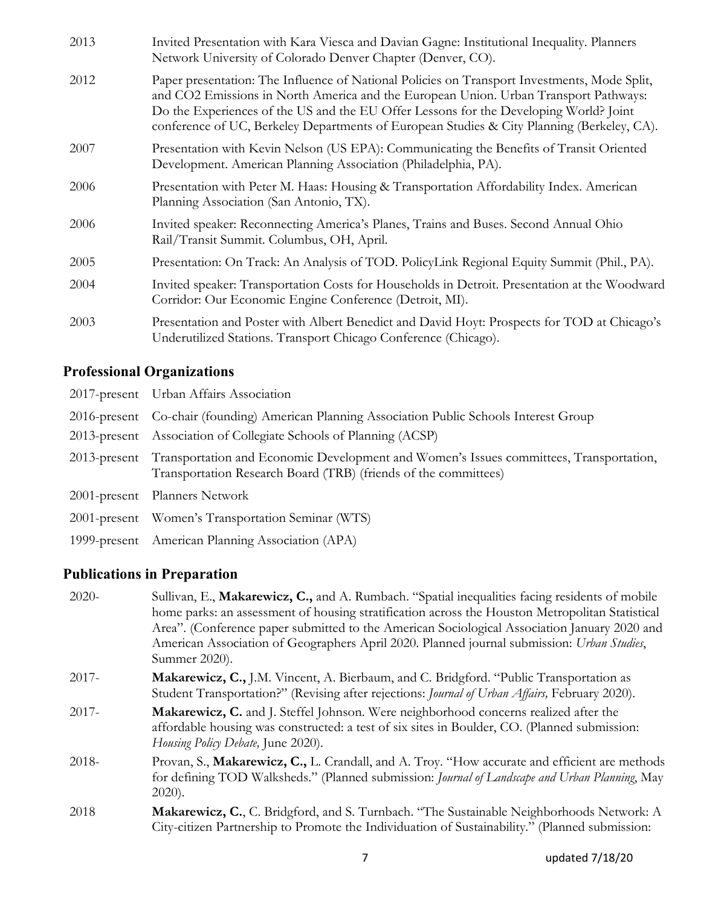2013 Invited Presentation with Kara Viesca and Davian Gagne: Institutional Inequality. Planners Network University of Colorado Denver Chapter (Denver, CO).

2012 Paper presentation: The Influence of National Policies on Transport Investments, Mode Split, and CO2 Emissions in North America and the European Union. Urban Transport Pathways: Do the Experiences of the US and the EU Offer Lessons for the Developing World? Joint conference of UC, Berkeley Departments of European Studies & City Planning (Berkeley, CA).

2007 Presentation with Kevin Nelson (US EPA): Communicating the Benefits of Transit Oriented Development. American Planning Association (Philadelphia, PA).

2006 Presentation with Peter M. Haas: Housing & Transportation Affordability Index. American Planning Association (San Antonio, TX).

2006 Invited speaker: Reconnecting America's Planes, Trains and Buses. Second Annual Ohio Rail/Transit Summit. Columbus, OH, April.

2005 Presentation: On Track: An Analysis of TOD. PolicyLink Regional Equity Summit (Phil., PA).

2004 Invited speaker: Transportation Costs for Households in Detroit. Presentation at the Woodward Corridor: Our Economic Engine Conference (Detroit, MI).

2003 Presentation and Poster with Albert Benedict and David Hoyt: Prospects for TOD at Chicago's Underutilized Stations. Transport Chicago Conference (Chicago).

## Professional Organizations

2017-present Urban Affairs Association

2016-present Co-chair (founding) American Planning Association Public Schools Interest Group

2013-present Association of Collegiate Schools of Planning (ACSP)

2013-present Transportation and Economic Development and Women's Issues committees, Transportation, Transportation Research Board (TRB) (friends of the committees)

2001-present Planners Network

2001-present Women's Transportation Seminar (WTS)

1999-present American Planning Association (APA)

## Publications in Preparation

2020- Sullivan, E., **Makarewicz, C.,** and A. Rumbach. "Spatial inequalities facing residents of mobile home parks: an assessment of housing stratification across the Houston Metropolitan Statistical Area". (Conference paper submitted to the American Sociological Association January 2020 and American Association of Geographers April 2020. Planned journal submission: *Urban Studies*, Summer 2020).

2017- **Makarewicz, C.,** J.M. Vincent, A. Bierbaum, and C. Bridgford. "Public Transportation as Student Transportation?" (Revising after rejections: *Journal of Urban Affairs,* February 2020).

2017- **Makarewicz, C.** and J. Steffel Johnson. Were neighborhood concerns realized after the affordable housing was constructed: a test of six sites in Boulder, CO. (Planned submission: *Housing Policy Debate,* June 2020).

2018- Provan, S., **Makarewicz, C.,** L. Crandall, and A. Troy. "How accurate and efficient are methods for defining TOD Walksheds." (Planned submission: *Journal of Landscape and Urban Planning*, May 2020).

2018 **Makarewicz, C.**, C. Bridgford, and S. Turnbach. "The Sustainable Neighborhoods Network: A City-citizen Partnership to Promote the Individuation of Sustainability." (Planned submission: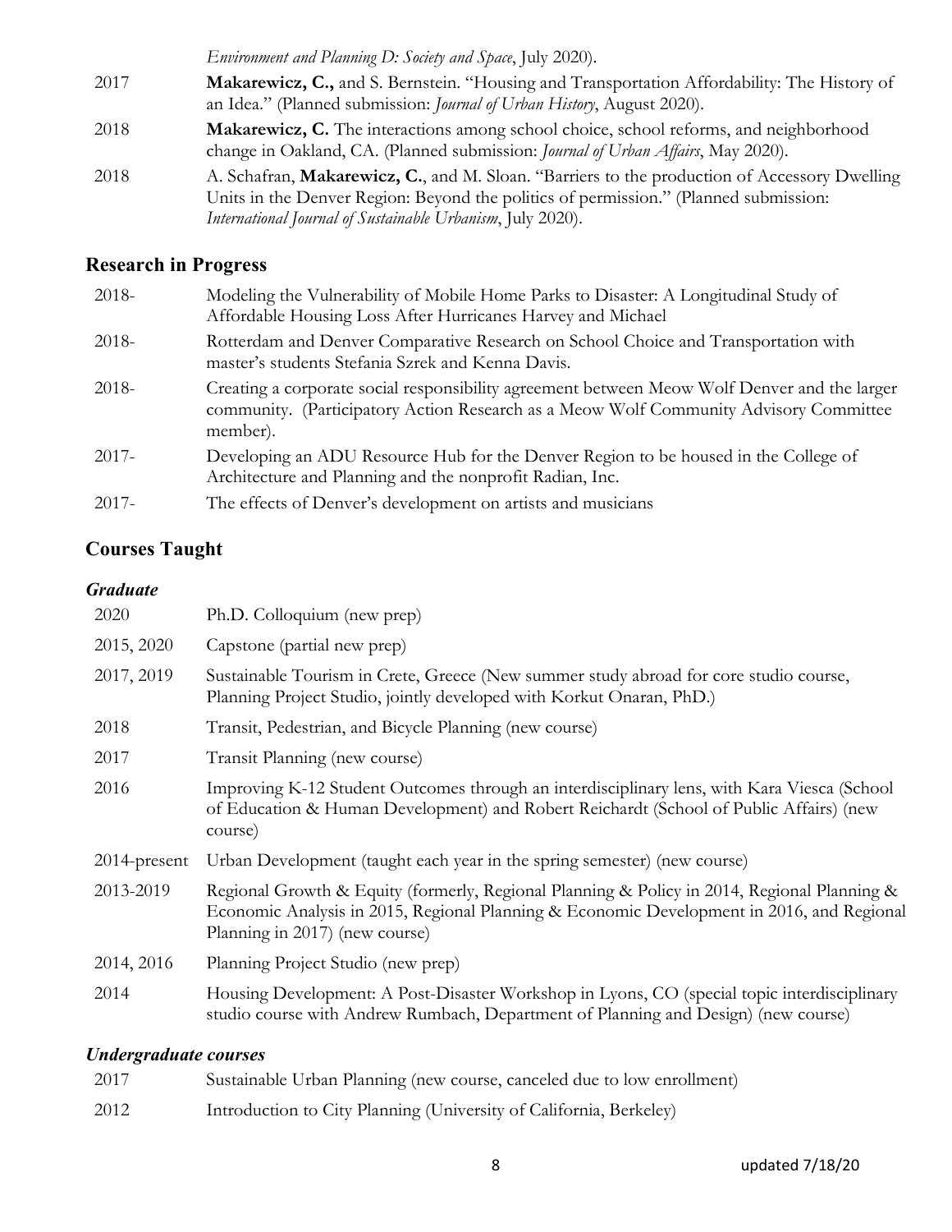*Environment and Planning D: Society and Space*, July 2020).

2017 **Makarewicz, C.,** and S. Bernstein. "Housing and Transportation Affordability: The History of an Idea." (Planned submission: *Journal of Urban History*, August 2020).

2018 **Makarewicz, C.** The interactions among school choice, school reforms, and neighborhood change in Oakland, CA. (Planned submission: *Journal of Urban Affairs*, May 2020).

2018 A. Schafran, **Makarewicz, C.**, and M. Sloan. "Barriers to the production of Accessory Dwelling Units in the Denver Region: Beyond the politics of permission." (Planned submission: *International Journal of Sustainable Urbanism*, July 2020).

## Research in Progress

2018- Modeling the Vulnerability of Mobile Home Parks to Disaster: A Longitudinal Study of Affordable Housing Loss After Hurricanes Harvey and Michael

2018- Rotterdam and Denver Comparative Research on School Choice and Transportation with master's students Stefania Szrek and Kenna Davis.

2018- Creating a corporate social responsibility agreement between Meow Wolf Denver and the larger community. (Participatory Action Research as a Meow Wolf Community Advisory Committee member).

2017- Developing an ADU Resource Hub for the Denver Region to be housed in the College of Architecture and Planning and the nonprofit Radian, Inc.

2017- The effects of Denver's development on artists and musicians

## Courses Taught

### *Graduate*

2020 Ph.D. Colloquium (new prep)

2015, 2020 Capstone (partial new prep)

2017, 2019 Sustainable Tourism in Crete, Greece (New summer study abroad for core studio course, Planning Project Studio, jointly developed with Korkut Onaran, PhD.)

2018 Transit, Pedestrian, and Bicycle Planning (new course)

2017 Transit Planning (new course)

2016 Improving K-12 Student Outcomes through an interdisciplinary lens, with Kara Viesca (School of Education & Human Development) and Robert Reichardt (School of Public Affairs) (new course)

2014-present Urban Development (taught each year in the spring semester) (new course)

2013-2019 Regional Growth & Equity (formerly, Regional Planning & Policy in 2014, Regional Planning & Economic Analysis in 2015, Regional Planning & Economic Development in 2016, and Regional Planning in 2017) (new course)

2014, 2016 Planning Project Studio (new prep)

2014 Housing Development: A Post-Disaster Workshop in Lyons, CO (special topic interdisciplinary studio course with Andrew Rumbach, Department of Planning and Design) (new course)

### *Undergraduate courses*

2017 Sustainable Urban Planning (new course, canceled due to low enrollment)

2012 Introduction to City Planning (University of California, Berkeley)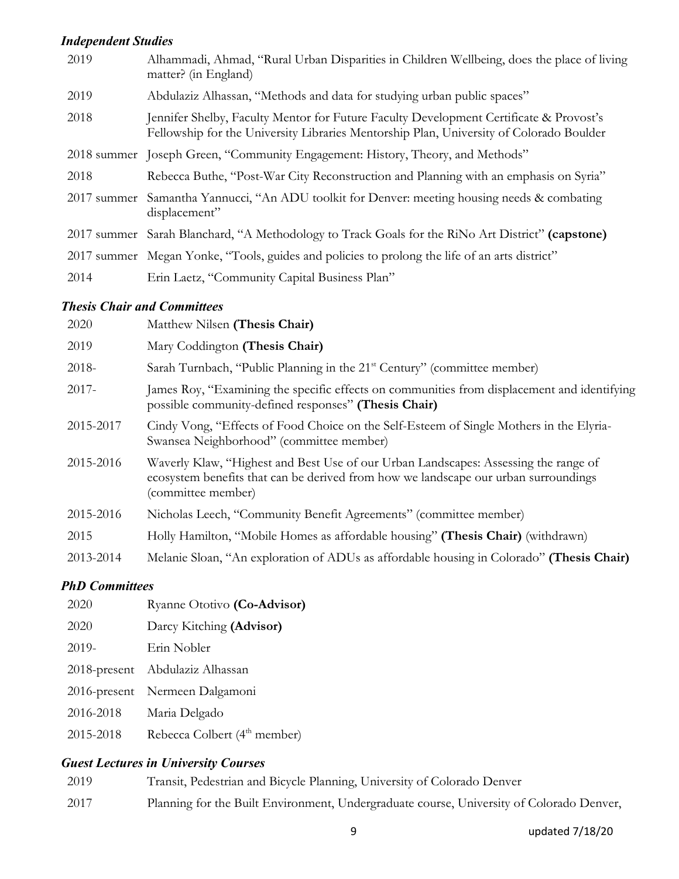### *Independent Studies*

| | |
|---|---|
| 2019 | Alhammadi, Ahmad, "Rural Urban Disparities in Children Wellbeing, does the place of living matter? (in England) |
| 2019 | Abdulaziz Alhassan, "Methods and data for studying urban public spaces" |
| 2018 | Jennifer Shelby, Faculty Mentor for Future Faculty Development Certificate & Provost's Fellowship for the University Libraries Mentorship Plan, University of Colorado Boulder |
| 2018 summer | Joseph Green, "Community Engagement: History, Theory, and Methods" |
| 2018 | Rebecca Buthe, "Post-War City Reconstruction and Planning with an emphasis on Syria" |
| 2017 summer | Samantha Yannucci, "An ADU toolkit for Denver: meeting housing needs & combating displacement" |
| 2017 summer | Sarah Blanchard, "A Methodology to Track Goals for the RiNo Art District" **(capstone)** |
| 2017 summer | Megan Yonke, "Tools, guides and policies to prolong the life of an arts district" |
| 2014 | Erin Laetz, "Community Capital Business Plan" |

### *Thesis Chair and Committees*

| | |
|---|---|
| 2020 | Matthew Nilsen **(Thesis Chair)** |
| 2019 | Mary Coddington **(Thesis Chair)** |
| 2018- | Sarah Turnbach, "Public Planning in the 21st Century" (committee member) |
| 2017- | James Roy, "Examining the specific effects on communities from displacement and identifying possible community-defined responses" **(Thesis Chair)** |
| 2015-2017 | Cindy Vong, "Effects of Food Choice on the Self-Esteem of Single Mothers in the Elyria-Swansea Neighborhood" (committee member) |
| 2015-2016 | Waverly Klaw, "Highest and Best Use of our Urban Landscapes: Assessing the range of ecosystem benefits that can be derived from how we landscape our urban surroundings (committee member) |
| 2015-2016 | Nicholas Leech, "Community Benefit Agreements" (committee member) |
| 2015 | Holly Hamilton, "Mobile Homes as affordable housing" **(Thesis Chair)** (withdrawn) |
| 2013-2014 | Melanie Sloan, "An exploration of ADUs as affordable housing in Colorado" **(Thesis Chair)** |

### *PhD Committees*

| | |
|---|---|
| 2020 | Ryanne Ototivo **(Co-Advisor)** |
| 2020 | Darcy Kitching **(Advisor)** |
| 2019- | Erin Nobler |
| 2018-present | Abdulaziz Alhassan |
| 2016-present | Nermeen Dalgamoni |
| 2016-2018 | Maria Delgado |
| 2015-2018 | Rebecca Colbert (4th member) |

### *Guest Lectures in University Courses*

| | |
|---|---|
| 2019 | Transit, Pedestrian and Bicycle Planning, University of Colorado Denver |
| 2017 | Planning for the Built Environment, Undergraduate course, University of Colorado Denver, |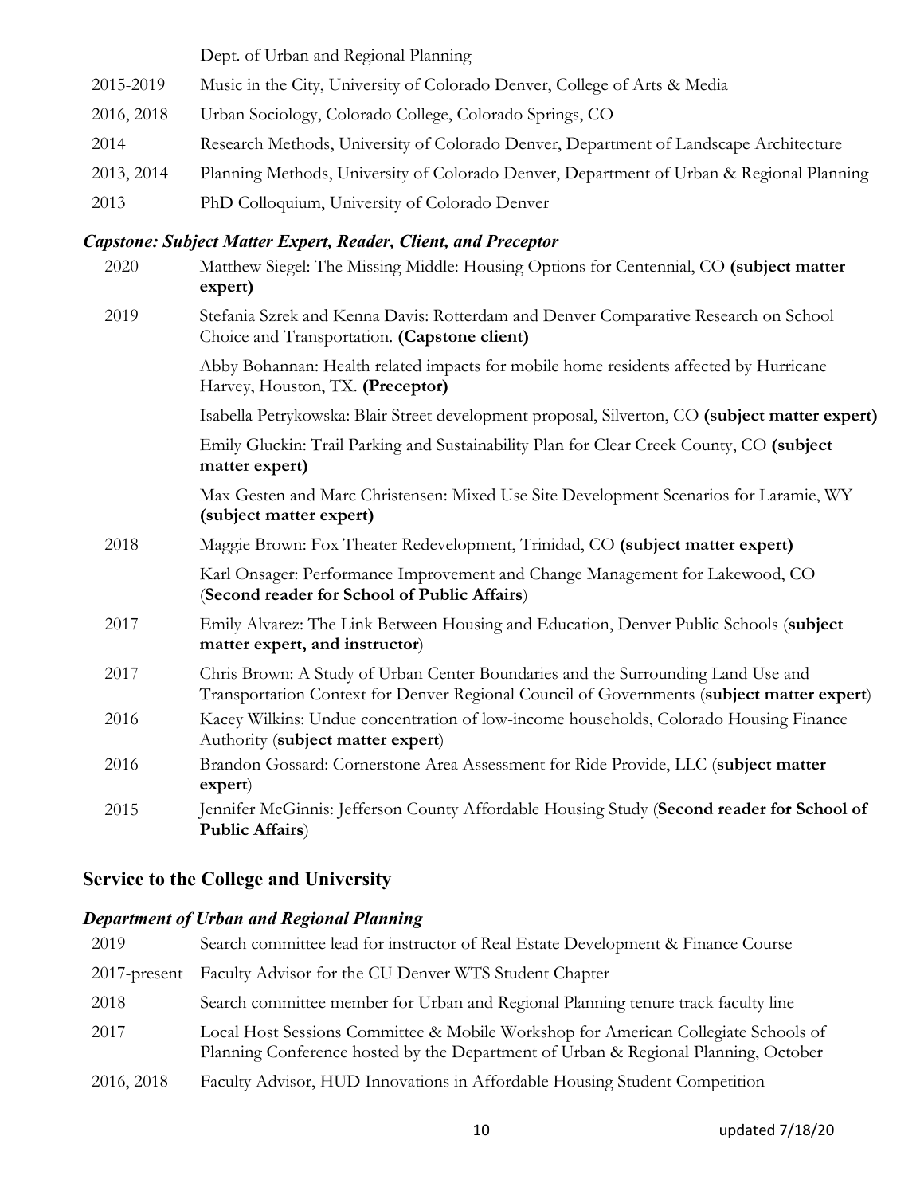| | |
|---|---|
| | Dept. of Urban and Regional Planning |
| 2015-2019 | Music in the City, University of Colorado Denver, College of Arts & Media |
| 2016, 2018 | Urban Sociology, Colorado College, Colorado Springs, CO |
| 2014 | Research Methods, University of Colorado Denver, Department of Landscape Architecture |
| 2013, 2014 | Planning Methods, University of Colorado Denver, Department of Urban & Regional Planning |
| 2013 | PhD Colloquium, University of Colorado Denver |

### *Capstone: Subject Matter Expert, Reader, Client, and Preceptor*

| | |
|---|---|
| 2020 | Matthew Siegel: The Missing Middle: Housing Options for Centennial, CO **(subject matter expert)** |
| 2019 | Stefania Szrek and Kenna Davis: Rotterdam and Denver Comparative Research on School Choice and Transportation. **(Capstone client)** |
| | Abby Bohannan: Health related impacts for mobile home residents affected by Hurricane Harvey, Houston, TX. **(Preceptor)** |
| | Isabella Petrykowska: Blair Street development proposal, Silverton, CO **(subject matter expert)** |
| | Emily Gluckin: Trail Parking and Sustainability Plan for Clear Creek County, CO **(subject matter expert)** |
| | Max Gesten and Marc Christensen: Mixed Use Site Development Scenarios for Laramie, WY **(subject matter expert)** |
| 2018 | Maggie Brown: Fox Theater Redevelopment, Trinidad, CO **(subject matter expert)** |
| | Karl Onsager: Performance Improvement and Change Management for Lakewood, CO (**Second reader for School of Public Affairs**) |
| 2017 | Emily Alvarez: The Link Between Housing and Education, Denver Public Schools (**subject matter expert, and instructor**) |
| 2017 | Chris Brown: A Study of Urban Center Boundaries and the Surrounding Land Use and Transportation Context for Denver Regional Council of Governments (**subject matter expert**) |
| 2016 | Kacey Wilkins: Undue concentration of low-income households, Colorado Housing Finance Authority (**subject matter expert**) |
| 2016 | Brandon Gossard: Cornerstone Area Assessment for Ride Provide, LLC (**subject matter expert**) |
| 2015 | Jennifer McGinnis: Jefferson County Affordable Housing Study (**Second reader for School of Public Affairs**) |

## Service to the College and University

### *Department of Urban and Regional Planning*

| | |
|---|---|
| 2019 | Search committee lead for instructor of Real Estate Development & Finance Course |
| 2017-present | Faculty Advisor for the CU Denver WTS Student Chapter |
| 2018 | Search committee member for Urban and Regional Planning tenure track faculty line |
| 2017 | Local Host Sessions Committee & Mobile Workshop for American Collegiate Schools of Planning Conference hosted by the Department of Urban & Regional Planning, October |
| 2016, 2018 | Faculty Advisor, HUD Innovations in Affordable Housing Student Competition |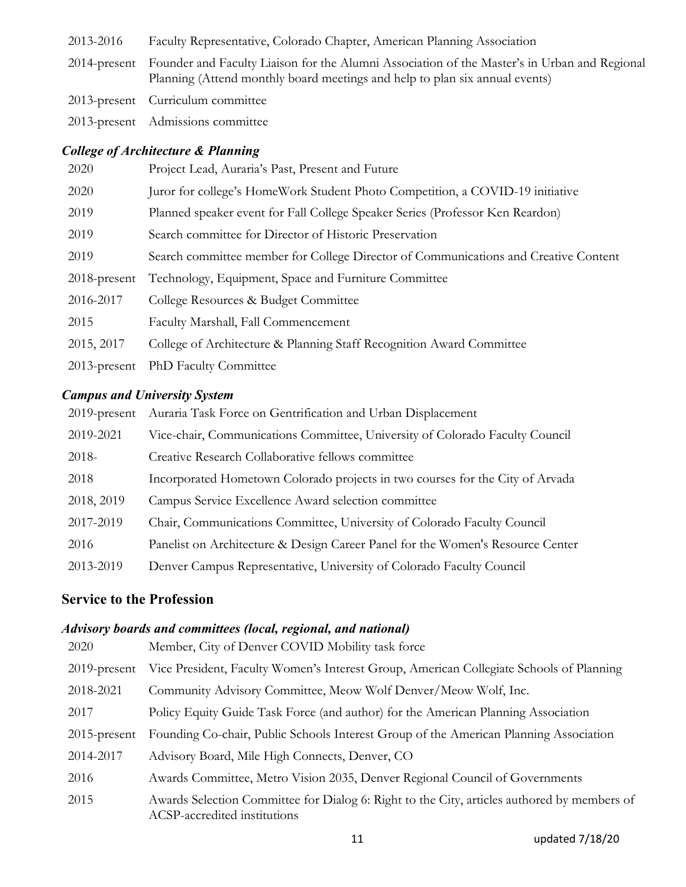2013-2016 Faculty Representative, Colorado Chapter, American Planning Association

2014-present Founder and Faculty Liaison for the Alumni Association of the Master's in Urban and Regional Planning (Attend monthly board meetings and help to plan six annual events)

2013-present Curriculum committee

2013-present Admissions committee

### *College of Architecture & Planning*

2020 Project Lead, Auraria's Past, Present and Future

2020 Juror for college's HomeWork Student Photo Competition, a COVID-19 initiative

2019 Planned speaker event for Fall College Speaker Series (Professor Ken Reardon)

2019 Search committee for Director of Historic Preservation

2019 Search committee member for College Director of Communications and Creative Content

2018-present Technology, Equipment, Space and Furniture Committee

2016-2017 College Resources & Budget Committee

2015 Faculty Marshall, Fall Commencement

2015, 2017 College of Architecture & Planning Staff Recognition Award Committee

2013-present PhD Faculty Committee

### *Campus and University System*

2019-present Auraria Task Force on Gentrification and Urban Displacement

2019-2021 Vice-chair, Communications Committee, University of Colorado Faculty Council

2018- Creative Research Collaborative fellows committee

2018 Incorporated Hometown Colorado projects in two courses for the City of Arvada

2018, 2019 Campus Service Excellence Award selection committee

2017-2019 Chair, Communications Committee, University of Colorado Faculty Council

2016 Panelist on Architecture & Design Career Panel for the Women's Resource Center

2013-2019 Denver Campus Representative, University of Colorado Faculty Council

## Service to the Profession

### *Advisory boards and committees (local, regional, and national)*

2020 Member, City of Denver COVID Mobility task force

2019-present Vice President, Faculty Women's Interest Group, American Collegiate Schools of Planning

2018-2021 Community Advisory Committee, Meow Wolf Denver/Meow Wolf, Inc.

2017 Policy Equity Guide Task Force (and author) for the American Planning Association

2015-present Founding Co-chair, Public Schools Interest Group of the American Planning Association

2014-2017 Advisory Board, Mile High Connects, Denver, CO

2016 Awards Committee, Metro Vision 2035, Denver Regional Council of Governments

2015 Awards Selection Committee for Dialog 6: Right to the City, articles authored by members of ACSP-accredited institutions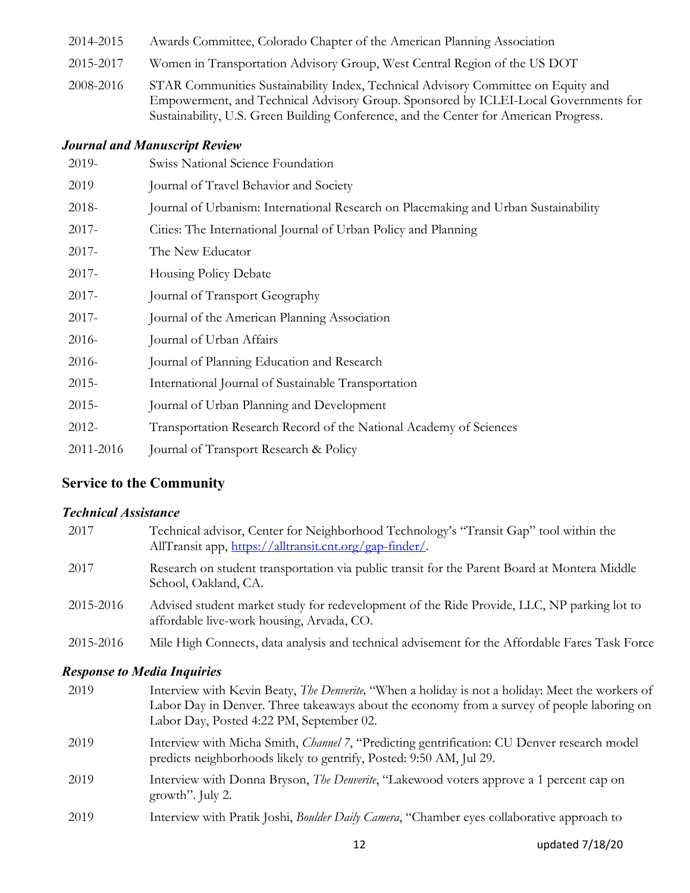2014-2015 Awards Committee, Colorado Chapter of the American Planning Association

2015-2017 Women in Transportation Advisory Group, West Central Region of the US DOT

2008-2016 STAR Communities Sustainability Index, Technical Advisory Committee on Equity and Empowerment, and Technical Advisory Group. Sponsored by ICLEI-Local Governments for Sustainability, U.S. Green Building Conference, and the Center for American Progress.

### *Journal and Manuscript Review*

2019- Swiss National Science Foundation

2019 Journal of Travel Behavior and Society

2018- Journal of Urbanism: International Research on Placemaking and Urban Sustainability

2017- Cities: The International Journal of Urban Policy and Planning

2017- The New Educator

2017- Housing Policy Debate

2017- Journal of Transport Geography

2017- Journal of the American Planning Association

2016- Journal of Urban Affairs

2016- Journal of Planning Education and Research

2015- International Journal of Sustainable Transportation

2015- Journal of Urban Planning and Development

2012- Transportation Research Record of the National Academy of Sciences

2011-2016 Journal of Transport Research & Policy

## Service to the Community

### *Technical Assistance*

2017 Technical advisor, Center for Neighborhood Technology's "Transit Gap" tool within the AllTransit app, https://alltransit.cnt.org/gap-finder/.

2017 Research on student transportation via public transit for the Parent Board at Montera Middle School, Oakland, CA.

2015-2016 Advised student market study for redevelopment of the Ride Provide, LLC, NP parking lot to affordable live-work housing, Arvada, CO.

2015-2016 Mile High Connects, data analysis and technical advisement for the Affordable Fares Task Force

### *Response to Media Inquiries*

2019 Interview with Kevin Beaty, *The Denverite,* "When a holiday is not a holiday: Meet the workers of Labor Day in Denver. Three takeaways about the economy from a survey of people laboring on Labor Day, Posted 4:22 PM, September 02.

2019 Interview with Micha Smith, *Channel 7*, "Predicting gentrification: CU Denver research model predicts neighborhoods likely to gentrify, Posted: 9:50 AM, Jul 29.

2019 Interview with Donna Bryson, *The Denverite*, "Lakewood voters approve a 1 percent cap on growth". July 2.

2019 Interview with Pratik Joshi, *Boulder Daily Camera*, "Chamber eyes collaborative approach to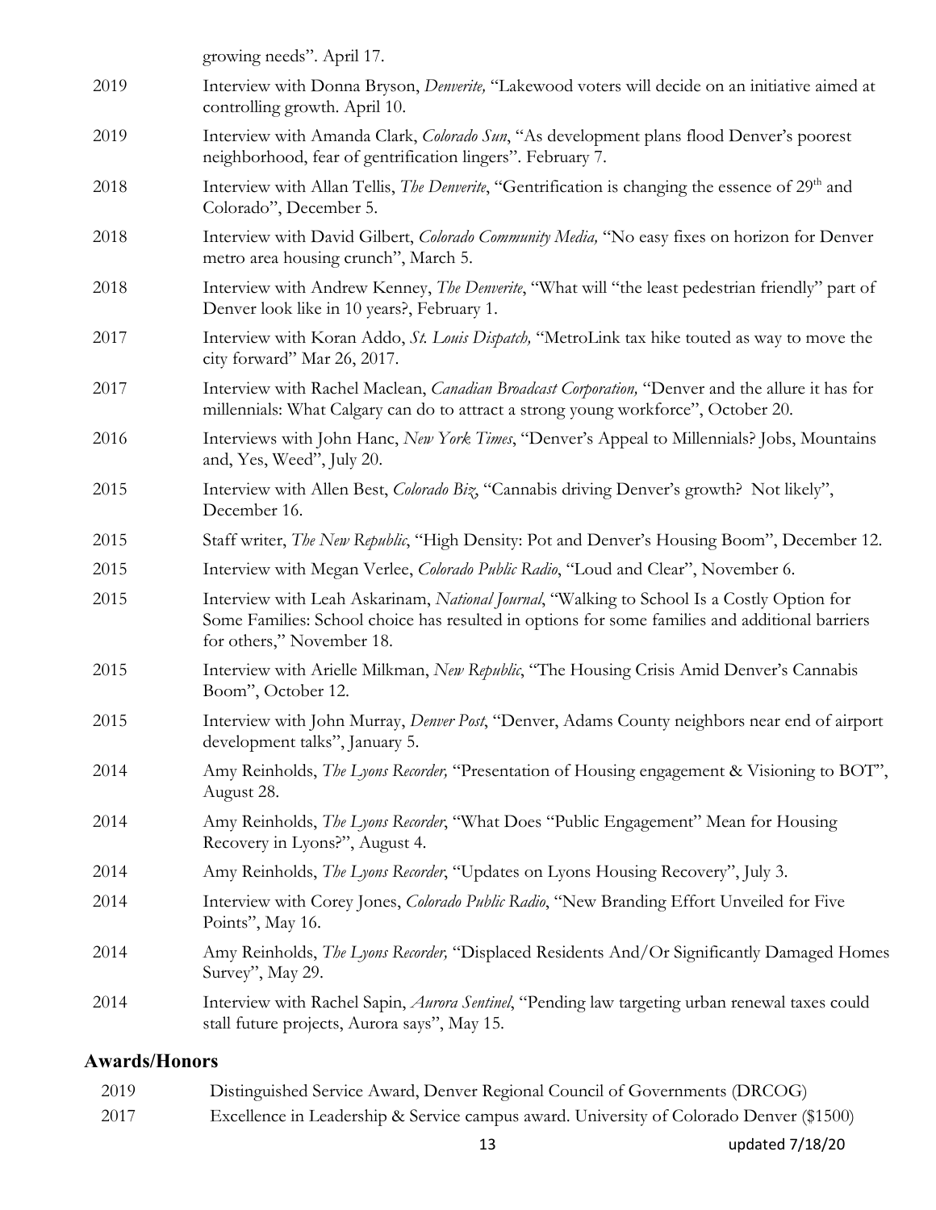growing needs". April 17.

2019 Interview with Donna Bryson, *Denverite,* "Lakewood voters will decide on an initiative aimed at controlling growth. April 10.

2019 Interview with Amanda Clark, *Colorado Sun*, "As development plans flood Denver's poorest neighborhood, fear of gentrification lingers". February 7.

2018 Interview with Allan Tellis, *The Denverite*, "Gentrification is changing the essence of 29th and Colorado", December 5.

2018 Interview with David Gilbert, *Colorado Community Media,* "No easy fixes on horizon for Denver metro area housing crunch", March 5.

2018 Interview with Andrew Kenney, *The Denverite*, "What will "the least pedestrian friendly" part of Denver look like in 10 years?, February 1.

2017 Interview with Koran Addo, *St. Louis Dispatch,* "MetroLink tax hike touted as way to move the city forward" Mar 26, 2017.

2017 Interview with Rachel Maclean, *Canadian Broadcast Corporation,* "Denver and the allure it has for millennials: What Calgary can do to attract a strong young workforce", October 20.

2016 Interviews with John Hanc, *New York Times*, "Denver's Appeal to Millennials? Jobs, Mountains and, Yes, Weed", July 20.

2015 Interview with Allen Best, *Colorado Biz*, "Cannabis driving Denver's growth? Not likely", December 16.

2015 Staff writer, *The New Republic*, "High Density: Pot and Denver's Housing Boom", December 12.

2015 Interview with Megan Verlee, *Colorado Public Radio*, "Loud and Clear", November 6.

2015 Interview with Leah Askarinam, *National Journal*, "Walking to School Is a Costly Option for Some Families: School choice has resulted in options for some families and additional barriers for others," November 18.

2015 Interview with Arielle Milkman, *New Republic*, "The Housing Crisis Amid Denver's Cannabis Boom", October 12.

2015 Interview with John Murray, *Denver Post*, "Denver, Adams County neighbors near end of airport development talks", January 5.

2014 Amy Reinholds, *The Lyons Recorder,* "Presentation of Housing engagement & Visioning to BOT", August 28.

2014 Amy Reinholds, *The Lyons Recorder*, "What Does "Public Engagement" Mean for Housing Recovery in Lyons?", August 4.

2014 Amy Reinholds, *The Lyons Recorder*, "Updates on Lyons Housing Recovery", July 3.

2014 Interview with Corey Jones, *Colorado Public Radio*, "New Branding Effort Unveiled for Five Points", May 16.

2014 Amy Reinholds, *The Lyons Recorder,* "Displaced Residents And/Or Significantly Damaged Homes Survey", May 29.

2014 Interview with Rachel Sapin, *Aurora Sentinel*, "Pending law targeting urban renewal taxes could stall future projects, Aurora says", May 15.

## Awards/Honors

2019 Distinguished Service Award, Denver Regional Council of Governments (DRCOG)

2017 Excellence in Leadership & Service campus award. University of Colorado Denver ($1500)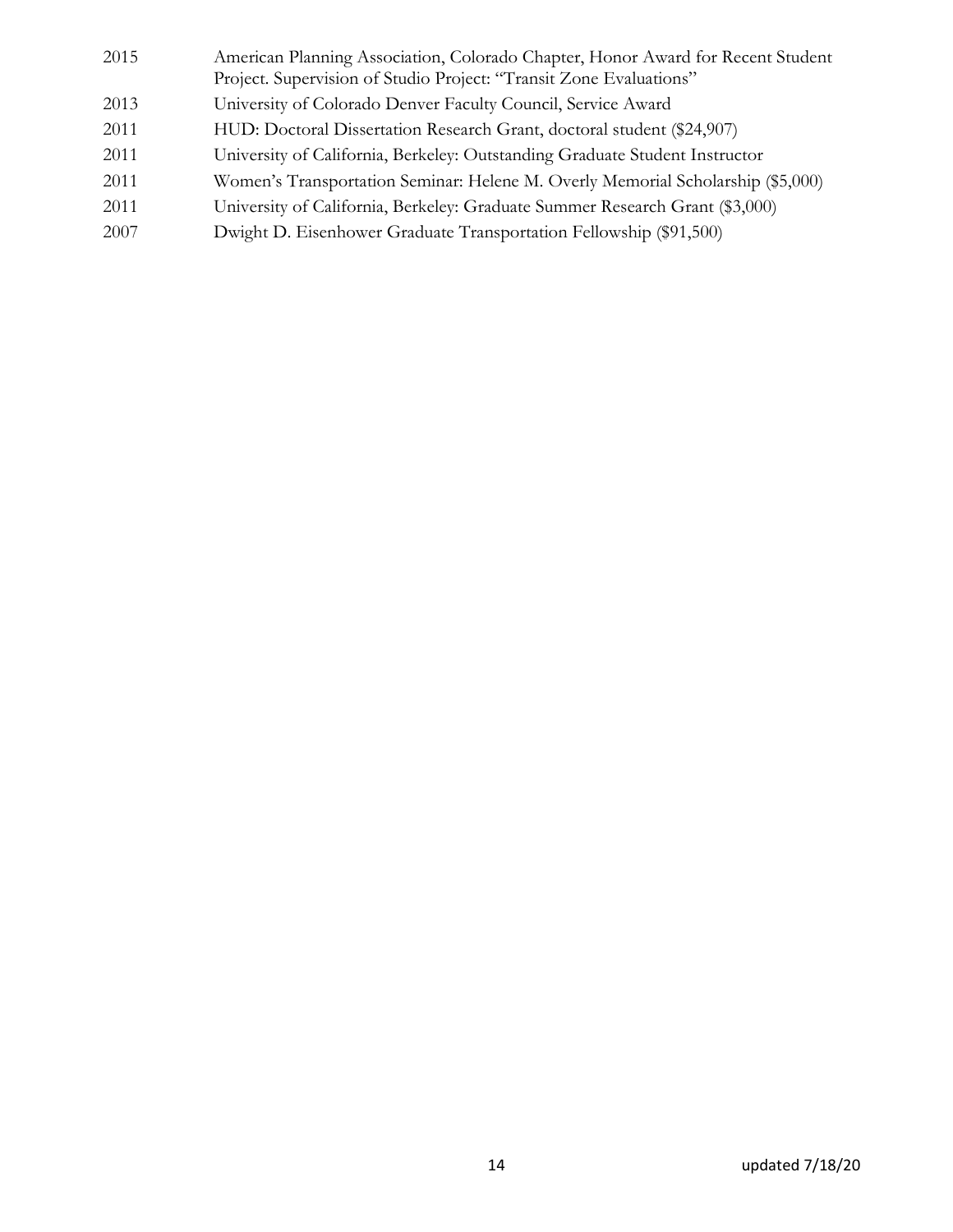| | |
|---|---|
| 2015 | American Planning Association, Colorado Chapter, Honor Award for Recent Student Project. Supervision of Studio Project: "Transit Zone Evaluations" |
| 2013 | University of Colorado Denver Faculty Council, Service Award |
| 2011 | HUD: Doctoral Dissertation Research Grant, doctoral student ($24,907) |
| 2011 | University of California, Berkeley: Outstanding Graduate Student Instructor |
| 2011 | Women's Transportation Seminar: Helene M. Overly Memorial Scholarship ($5,000) |
| 2011 | University of California, Berkeley: Graduate Summer Research Grant ($3,000) |
| 2007 | Dwight D. Eisenhower Graduate Transportation Fellowship ($91,500) |